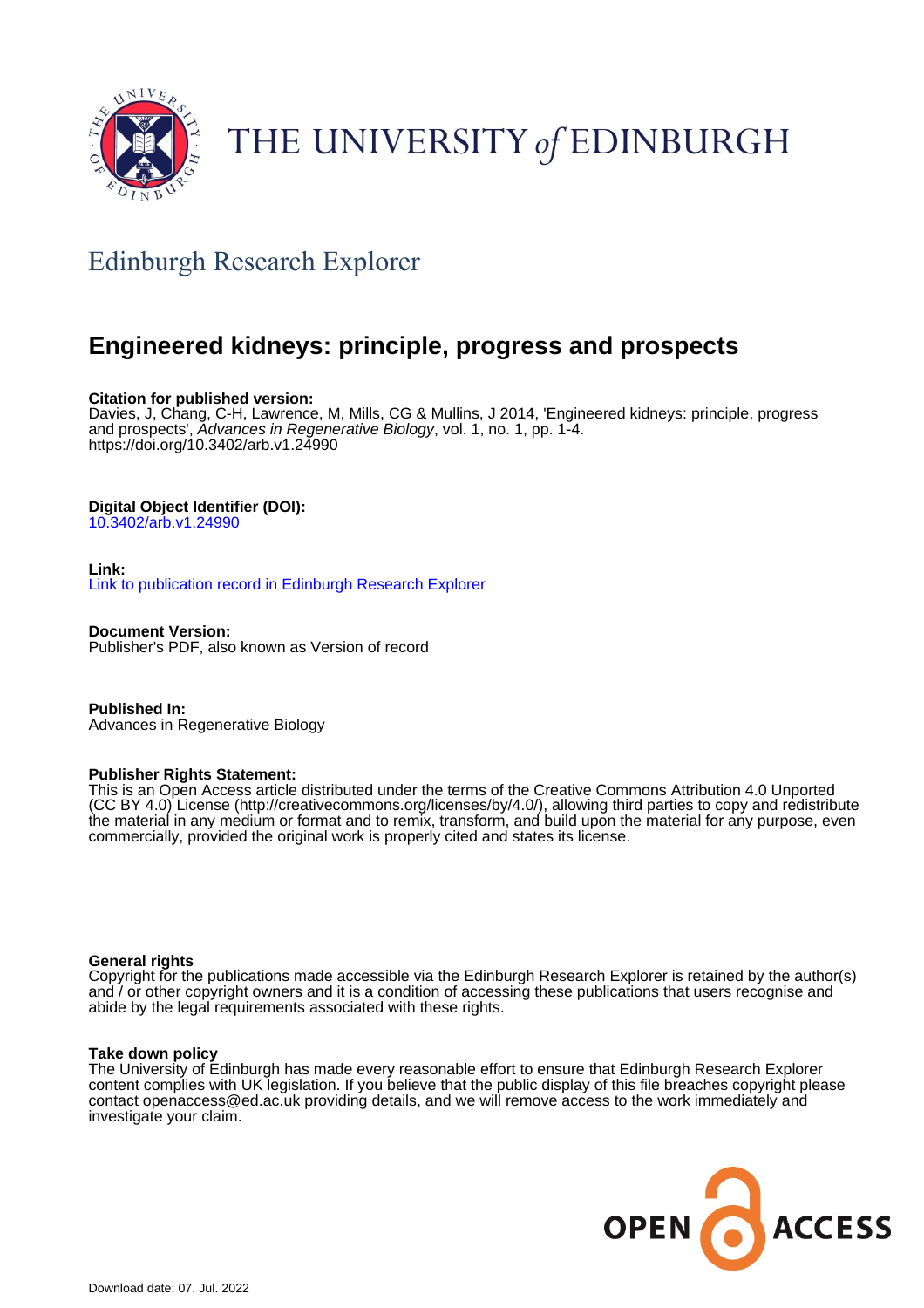THE UNIVERSITY *of* EDINBURGH

## Edinburgh Research Explorer

# Engineered kidneys: principle, progress and prospects

**Citation for published version:**
Davies, J, Chang, C-H, Lawrence, M, Mills, CG & Mullins, J 2014, 'Engineered kidneys: principle, progress and prospects', *Advances in Regenerative Biology*, vol. 1, no. 1, pp. 1-4.
https://doi.org/10.3402/arb.v1.24990

**Digital Object Identifier (DOI):**
10.3402/arb.v1.24990

**Link:**
Link to publication record in Edinburgh Research Explorer

**Document Version:**
Publisher's PDF, also known as Version of record

**Published In:**
Advances in Regenerative Biology

**Publisher Rights Statement:**
This is an Open Access article distributed under the terms of the Creative Commons Attribution 4.0 Unported (CC BY 4.0) License (http://creativecommons.org/licenses/by/4.0/), allowing third parties to copy and redistribute the material in any medium or format and to remix, transform, and build upon the material for any purpose, even commercially, provided the original work is properly cited and states its license.

**General rights**
Copyright for the publications made accessible via the Edinburgh Research Explorer is retained by the author(s) and / or other copyright owners and it is a condition of accessing these publications that users recognise and abide by the legal requirements associated with these rights.

**Take down policy**
The University of Edinburgh has made every reasonable effort to ensure that Edinburgh Research Explorer content complies with UK legislation. If you believe that the public display of this file breaches copyright please contact openaccess@ed.ac.uk providing details, and we will remove access to the work immediately and investigate your claim.

OPEN ACCESS

Download date: 07. Jul. 2022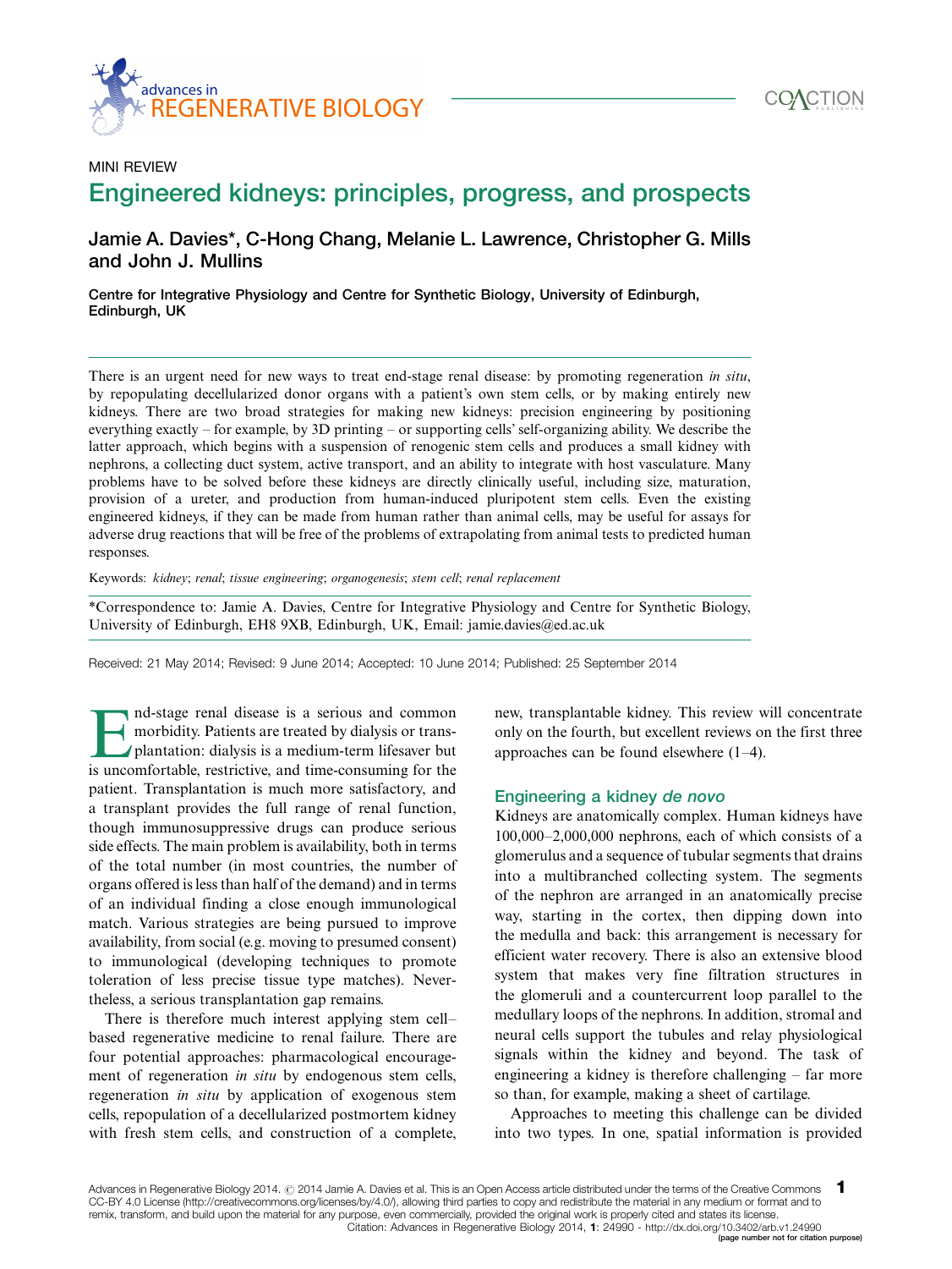MINI REVIEW

# Engineered kidneys: principles, progress, and prospects

## Jamie A. Davies*, C-Hong Chang, Melanie L. Lawrence, Christopher G. Mills and John J. Mullins

**Centre for Integrative Physiology and Centre for Synthetic Biology, University of Edinburgh, Edinburgh, UK**

There is an urgent need for new ways to treat end-stage renal disease: by promoting regeneration *in situ*, by repopulating decellularized donor organs with a patient's own stem cells, or by making entirely new kidneys. There are two broad strategies for making new kidneys: precision engineering by positioning everything exactly – for example, by 3D printing – or supporting cells' self-organizing ability. We describe the latter approach, which begins with a suspension of renogenic stem cells and produces a small kidney with nephrons, a collecting duct system, active transport, and an ability to integrate with host vasculature. Many problems have to be solved before these kidneys are directly clinically useful, including size, maturation, provision of a ureter, and production from human-induced pluripotent stem cells. Even the existing engineered kidneys, if they can be made from human rather than animal cells, may be useful for assays for adverse drug reactions that will be free of the problems of extrapolating from animal tests to predicted human responses.

Keywords: *kidney*; *renal*; *tissue engineering*; *organogenesis*; *stem cell*; *renal replacement*

*Correspondence to: Jamie A. Davies, Centre for Integrative Physiology and Centre for Synthetic Biology, University of Edinburgh, EH8 9XB, Edinburgh, UK, Email: jamie.davies@ed.ac.uk

Received: 21 May 2014; Revised: 9 June 2014; Accepted: 10 June 2014; Published: 25 September 2014

End-stage renal disease is a serious and common morbidity. Patients are treated by dialysis or transplantation: dialysis is a medium-term lifesaver but is uncomfortable, restrictive, and time-consuming for the patient. Transplantation is much more satisfactory, and a transplant provides the full range of renal function, though immunosuppressive drugs can produce serious side effects. The main problem is availability, both in terms of the total number (in most countries, the number of organs offered is less than half of the demand) and in terms of an individual finding a close enough immunological match. Various strategies are being pursued to improve availability, from social (e.g. moving to presumed consent) to immunological (developing techniques to promote toleration of less precise tissue type matches). Nevertheless, a serious transplantation gap remains.

There is therefore much interest applying stem cell–based regenerative medicine to renal failure. There are four potential approaches: pharmacological encouragement of regeneration *in situ* by endogenous stem cells, regeneration *in situ* by application of exogenous stem cells, repopulation of a decellularized postmortem kidney with fresh stem cells, and construction of a complete, new, transplantable kidney. This review will concentrate only on the fourth, but excellent reviews on the first three approaches can be found elsewhere (1–4).

### Engineering a kidney *de novo*

Kidneys are anatomically complex. Human kidneys have 100,000–2,000,000 nephrons, each of which consists of a glomerulus and a sequence of tubular segments that drains into a multibranched collecting system. The segments of the nephron are arranged in an anatomically precise way, starting in the cortex, then dipping down into the medulla and back: this arrangement is necessary for efficient water recovery. There is also an extensive blood system that makes very fine filtration structures in the glomeruli and a countercurrent loop parallel to the medullary loops of the nephrons. In addition, stromal and neural cells support the tubules and relay physiological signals within the kidney and beyond. The task of engineering a kidney is therefore challenging – far more so than, for example, making a sheet of cartilage.

Approaches to meeting this challenge can be divided into two types. In one, spatial information is provided

Advances in Regenerative Biology 2014. © 2014 Jamie A. Davies et al. This is an Open Access article distributed under the terms of the Creative Commons CC-BY 4.0 License (http://creativecommons.org/licenses/by/4.0/), allowing third parties to copy and redistribute the material in any medium or format and to remix, transform, and build upon the material for any purpose, even commercially, provided the original work is properly cited and states its license.

Citation: Advances in Regenerative Biology 2014, 1: 24990 - http://dx.doi.org/10.3402/arb.v1.24990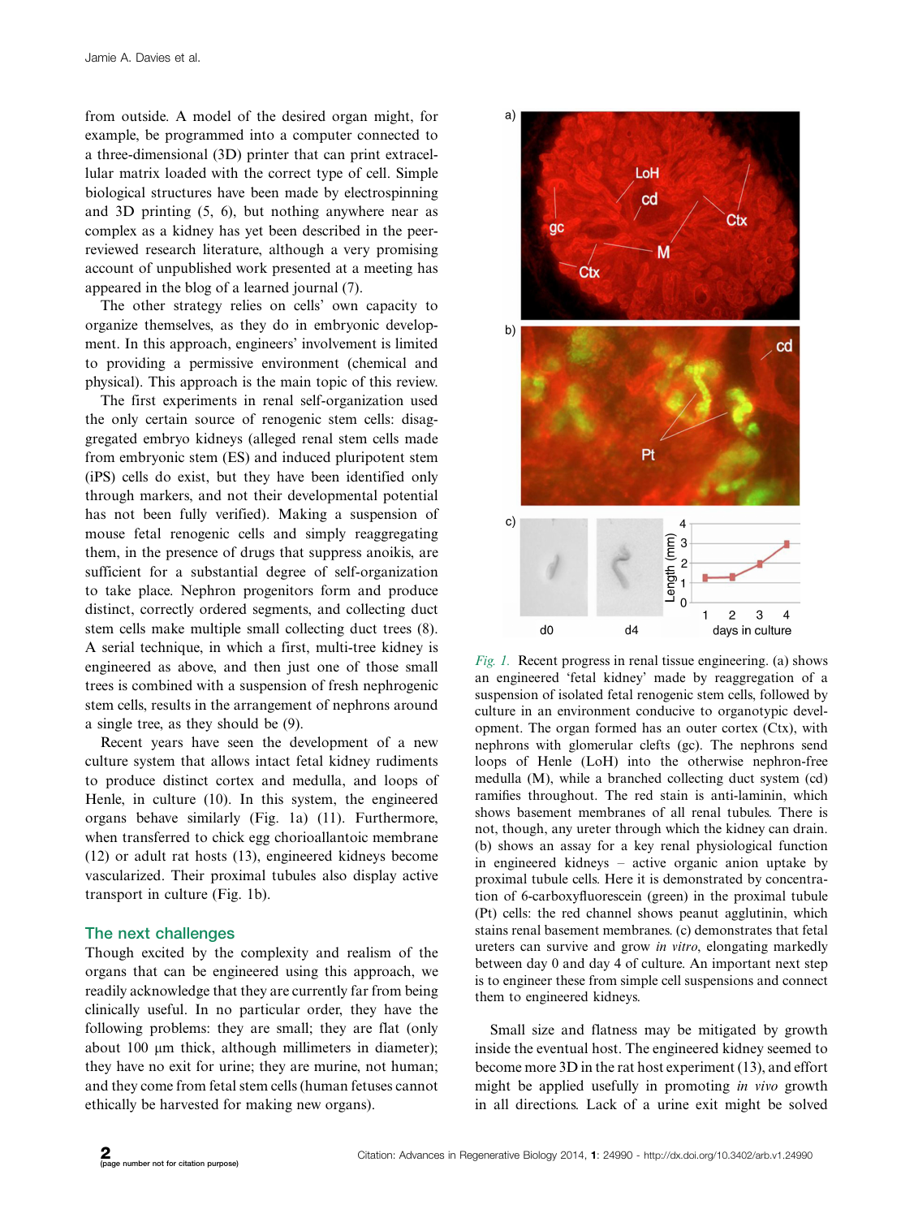from outside. A model of the desired organ might, for example, be programmed into a computer connected to a three-dimensional (3D) printer that can print extracellular matrix loaded with the correct type of cell. Simple biological structures have been made by electrospinning and 3D printing (5, 6), but nothing anywhere near as complex as a kidney has yet been described in the peer-reviewed research literature, although a very promising account of unpublished work presented at a meeting has appeared in the blog of a learned journal (7).

The other strategy relies on cells' own capacity to organize themselves, as they do in embryonic development. In this approach, engineers' involvement is limited to providing a permissive environment (chemical and physical). This approach is the main topic of this review.

The first experiments in renal self-organization used the only certain source of renogenic stem cells: disaggregated embryo kidneys (alleged renal stem cells made from embryonic stem (ES) and induced pluripotent stem (iPS) cells do exist, but they have been identified only through markers, and not their developmental potential has not been fully verified). Making a suspension of mouse fetal renogenic cells and simply reaggregating them, in the presence of drugs that suppress anoikis, are sufficient for a substantial degree of self-organization to take place. Nephron progenitors form and produce distinct, correctly ordered segments, and collecting duct stem cells make multiple small collecting duct trees (8). A serial technique, in which a first, multi-tree kidney is engineered as above, and then just one of those small trees is combined with a suspension of fresh nephrogenic stem cells, results in the arrangement of nephrons around a single tree, as they should be (9).

Recent years have seen the development of a new culture system that allows intact fetal kidney rudiments to produce distinct cortex and medulla, and loops of Henle, in culture (10). In this system, the engineered organs behave similarly (Fig. 1a) (11). Furthermore, when transferred to chick egg chorioallantoic membrane (12) or adult rat hosts (13), engineered kidneys become vascularized. Their proximal tubules also display active transport in culture (Fig. 1b).

## The next challenges

Though excited by the complexity and realism of the organs that can be engineered using this approach, we readily acknowledge that they are currently far from being clinically useful. In no particular order, they have the following problems: they are small; they are flat (only about 100 μm thick, although millimeters in diameter); they have no exit for urine; they are murine, not human; and they come from fetal stem cells (human fetuses cannot ethically be harvested for making new organs).

*Fig. 1.* Recent progress in renal tissue engineering. (a) shows an engineered 'fetal kidney' made by reaggregation of a suspension of isolated fetal renogenic stem cells, followed by culture in an environment conducive to organotypic development. The organ formed has an outer cortex (Ctx), with nephrons with glomerular clefts (gc). The nephrons send loops of Henle (LoH) into the otherwise nephron-free medulla (M), while a branched collecting duct system (cd) ramifies throughout. The red stain is anti-laminin, which shows basement membranes of all renal tubules. There is not, though, any ureter through which the kidney can drain. (b) shows an assay for a key renal physiological function in engineered kidneys – active organic anion uptake by proximal tubule cells. Here it is demonstrated by concentration of 6-carboxyfluorescein (green) in the proximal tubule (Pt) cells: the red channel shows peanut agglutinin, which stains renal basement membranes. (c) demonstrates that fetal ureters can survive and grow *in vitro*, elongating markedly between day 0 and day 4 of culture. An important next step is to engineer these from simple cell suspensions and connect them to engineered kidneys.

Small size and flatness may be mitigated by growth inside the eventual host. The engineered kidney seemed to become more 3D in the rat host experiment (13), and effort might be applied usefully in promoting *in vivo* growth in all directions. Lack of a urine exit might be solved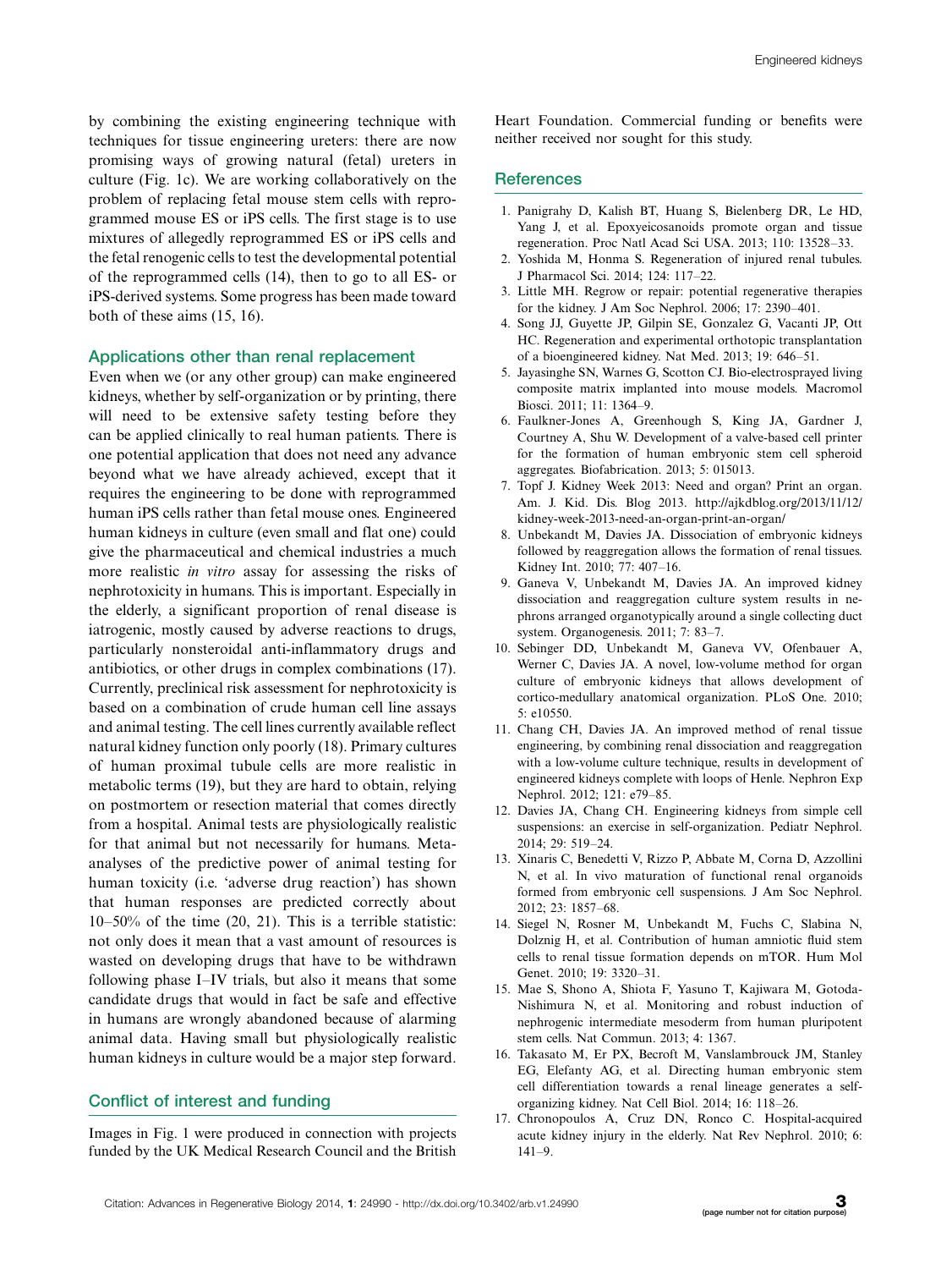by combining the existing engineering technique with techniques for tissue engineering ureters: there are now promising ways of growing natural (fetal) ureters in culture (Fig. 1c). We are working collaboratively on the problem of replacing fetal mouse stem cells with reprogrammed mouse ES or iPS cells. The first stage is to use mixtures of allegedly reprogrammed ES or iPS cells and the fetal renogenic cells to test the developmental potential of the reprogrammed cells (14), then to go to all ES- or iPS-derived systems. Some progress has been made toward both of these aims (15, 16).

## Applications other than renal replacement

Even when we (or any other group) can make engineered kidneys, whether by self-organization or by printing, there will need to be extensive safety testing before they can be applied clinically to real human patients. There is one potential application that does not need any advance beyond what we have already achieved, except that it requires the engineering to be done with reprogrammed human iPS cells rather than fetal mouse ones. Engineered human kidneys in culture (even small and flat one) could give the pharmaceutical and chemical industries a much more realistic *in vitro* assay for assessing the risks of nephrotoxicity in humans. This is important. Especially in the elderly, a significant proportion of renal disease is iatrogenic, mostly caused by adverse reactions to drugs, particularly nonsteroidal anti-inflammatory drugs and antibiotics, or other drugs in complex combinations (17). Currently, preclinical risk assessment for nephrotoxicity is based on a combination of crude human cell line assays and animal testing. The cell lines currently available reflect natural kidney function only poorly (18). Primary cultures of human proximal tubule cells are more realistic in metabolic terms (19), but they are hard to obtain, relying on postmortem or resection material that comes directly from a hospital. Animal tests are physiologically realistic for that animal but not necessarily for humans. Meta-analyses of the predictive power of animal testing for human toxicity (i.e. 'adverse drug reaction') has shown that human responses are predicted correctly about 10–50% of the time (20, 21). This is a terrible statistic: not only does it mean that a vast amount of resources is wasted on developing drugs that have to be withdrawn following phase I–IV trials, but also it means that some candidate drugs that would in fact be safe and effective in humans are wrongly abandoned because of alarming animal data. Having small but physiologically realistic human kidneys in culture would be a major step forward.

## Conflict of interest and funding

Images in Fig. 1 were produced in connection with projects funded by the UK Medical Research Council and the British Heart Foundation. Commercial funding or benefits were neither received nor sought for this study.

## References

1. Panigrahy D, Kalish BT, Huang S, Bielenberg DR, Le HD, Yang J, et al. Epoxyeicosanoids promote organ and tissue regeneration. Proc Natl Acad Sci USA. 2013; 110: 13528–33.
2. Yoshida M, Honma S. Regeneration of injured renal tubules. J Pharmacol Sci. 2014; 124: 117–22.
3. Little MH. Regrow or repair: potential regenerative therapies for the kidney. J Am Soc Nephrol. 2006; 17: 2390–401.
4. Song JJ, Guyette JP, Gilpin SE, Gonzalez G, Vacanti JP, Ott HC. Regeneration and experimental orthotopic transplantation of a bioengineered kidney. Nat Med. 2013; 19: 646–51.
5. Jayasinghe SN, Warnes G, Scotton CJ. Bio-electrosprayed living composite matrix implanted into mouse models. Macromol Biosci. 2011; 11: 1364–9.
6. Faulkner-Jones A, Greenhough S, King JA, Gardner J, Courtney A, Shu W. Development of a valve-based cell printer for the formation of human embryonic stem cell spheroid aggregates. Biofabrication. 2013; 5: 015013.
7. Topf J. Kidney Week 2013: Need and organ? Print an organ. Am. J. Kid. Dis. Blog 2013. http://ajkdblog.org/2013/11/12/kidney-week-2013-need-an-organ-print-an-organ/
8. Unbekandt M, Davies JA. Dissociation of embryonic kidneys followed by reaggregation allows the formation of renal tissues. Kidney Int. 2010; 77: 407–16.
9. Ganeva V, Unbekandt M, Davies JA. An improved kidney dissociation and reaggregation culture system results in nephrons arranged organotypically around a single collecting duct system. Organogenesis. 2011; 7: 83–7.
10. Sebinger DD, Unbekandt M, Ganeva VV, Ofenbauer A, Werner C, Davies JA. A novel, low-volume method for organ culture of embryonic kidneys that allows development of cortico-medullary anatomical organization. PLoS One. 2010; 5: e10550.
11. Chang CH, Davies JA. An improved method of renal tissue engineering, by combining renal dissociation and reaggregation with a low-volume culture technique, results in development of engineered kidneys complete with loops of Henle. Nephron Exp Nephrol. 2012; 121: e79–85.
12. Davies JA, Chang CH. Engineering kidneys from simple cell suspensions: an exercise in self-organization. Pediatr Nephrol. 2014; 29: 519–24.
13. Xinaris C, Benedetti V, Rizzo P, Abbate M, Corna D, Azzollini N, et al. In vivo maturation of functional renal organoids formed from embryonic cell suspensions. J Am Soc Nephrol. 2012; 23: 1857–68.
14. Siegel N, Rosner M, Unbekandt M, Fuchs C, Slabina N, Dolznig H, et al. Contribution of human amniotic fluid stem cells to renal tissue formation depends on mTOR. Hum Mol Genet. 2010; 19: 3320–31.
15. Mae S, Shono A, Shiota F, Yasuno T, Kajiwara M, Gotoda-Nishimura N, et al. Monitoring and robust induction of nephrogenic intermediate mesoderm from human pluripotent stem cells. Nat Commun. 2013; 4: 1367.
16. Takasato M, Er PX, Becroft M, Vanslambrouck JM, Stanley EG, Elefanty AG, et al. Directing human embryonic stem cell differentiation towards a renal lineage generates a self-organizing kidney. Nat Cell Biol. 2014; 16: 118–26.
17. Chronopoulos A, Cruz DN, Ronco C. Hospital-acquired acute kidney injury in the elderly. Nat Rev Nephrol. 2010; 6: 141–9.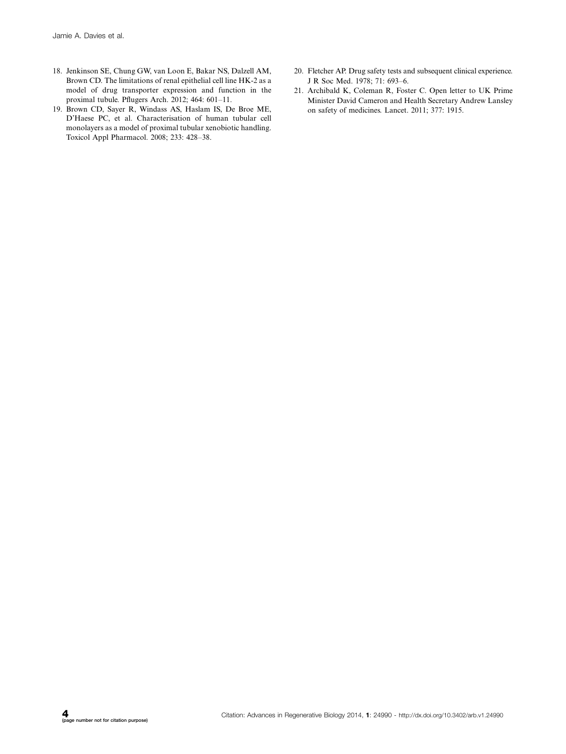18. Jenkinson SE, Chung GW, van Loon E, Bakar NS, Dalzell AM, Brown CD. The limitations of renal epithelial cell line HK-2 as a model of drug transporter expression and function in the proximal tubule. Pflugers Arch. 2012; 464: 601–11.
19. Brown CD, Sayer R, Windass AS, Haslam IS, De Broe ME, D'Haese PC, et al. Characterisation of human tubular cell monolayers as a model of proximal tubular xenobiotic handling. Toxicol Appl Pharmacol. 2008; 233: 428–38.
20. Fletcher AP. Drug safety tests and subsequent clinical experience. J R Soc Med. 1978; 71: 693–6.
21. Archibald K, Coleman R, Foster C. Open letter to UK Prime Minister David Cameron and Health Secretary Andrew Lansley on safety of medicines. Lancet. 2011; 377: 1915.